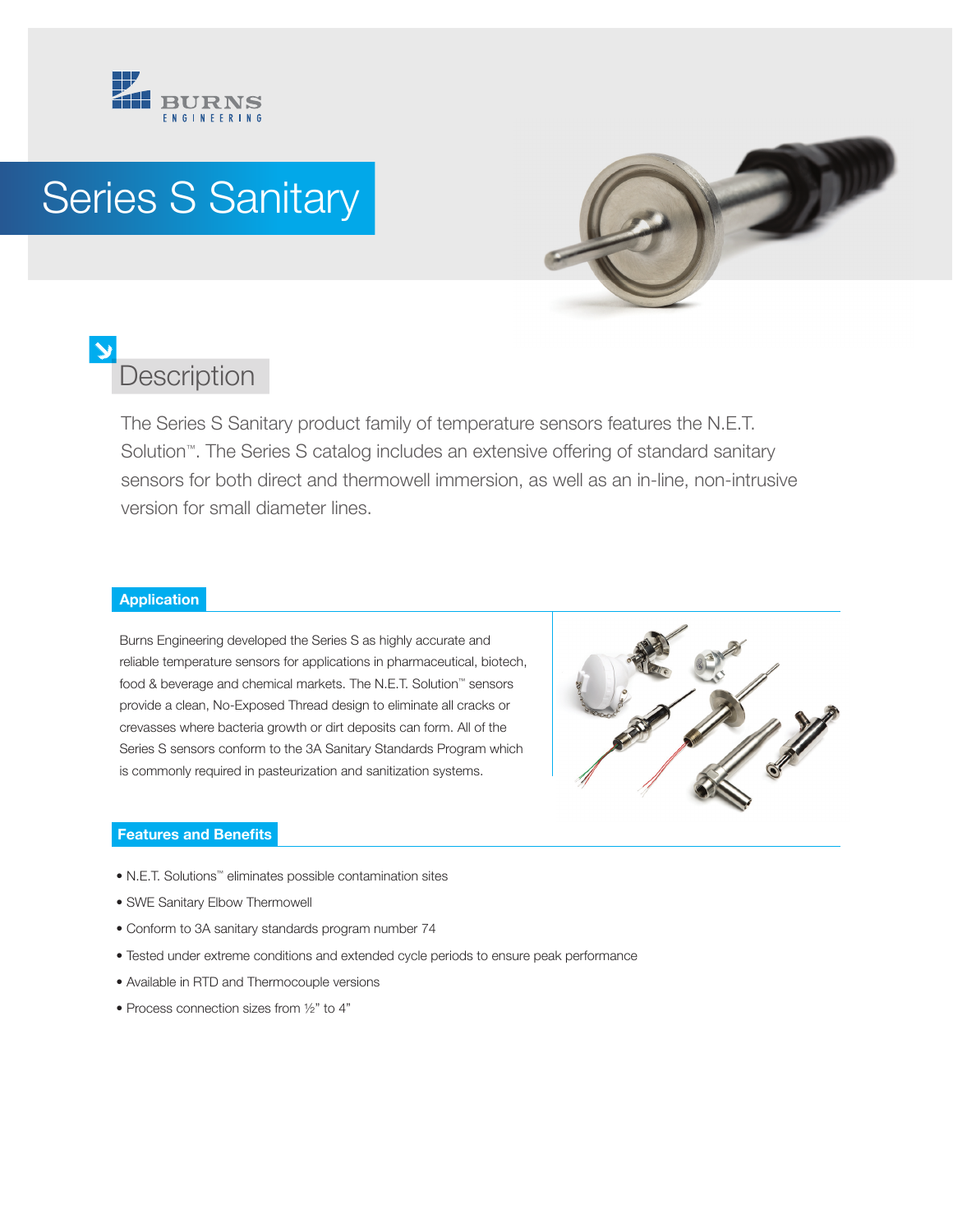BURNS ENGINEERING

# Series S Sanitary

## Description

The Series S Sanitary product family of temperature sensors features the N.E.T. Solution™. The Series S catalog includes an extensive offering of standard sanitary sensors for both direct and thermowell immersion, as well as an in-line, non-intrusive version for small diameter lines.

### Application

Burns Engineering developed the Series S as highly accurate and reliable temperature sensors for applications in pharmaceutical, biotech, food & beverage and chemical markets. The N.E.T. Solution™ sensors provide a clean, No-Exposed Thread design to eliminate all cracks or crevasses where bacteria growth or dirt deposits can form. All of the Series S sensors conform to the 3A Sanitary Standards Program which is commonly required in pasteurization and sanitization systems.

### Features and Benefits

- N.E.T. Solutions™ eliminates possible contamination sites
- SWE Sanitary Elbow Thermowell
- Conform to 3A sanitary standards program number 74
- Tested under extreme conditions and extended cycle periods to ensure peak performance
- Available in RTD and Thermocouple versions
- Process connection sizes from ½" to 4"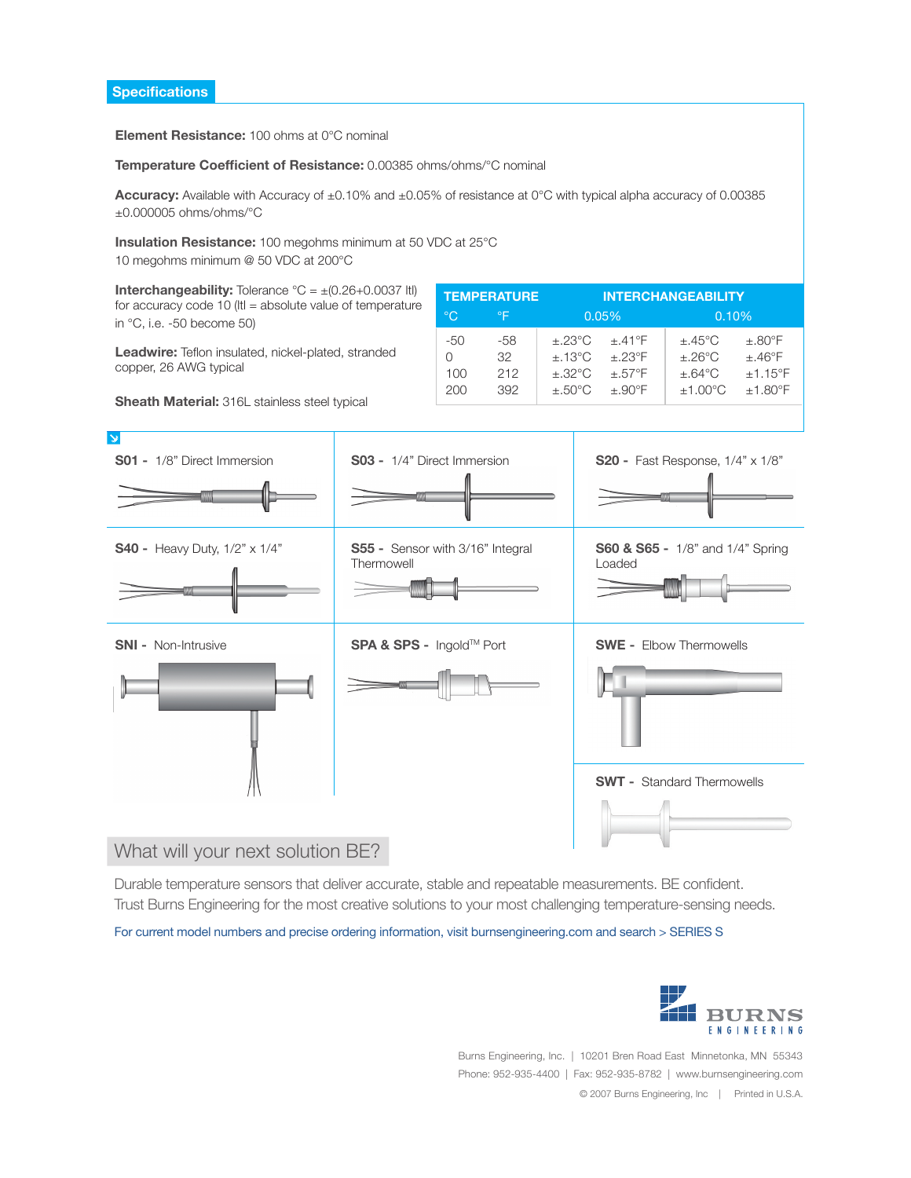## Specifications

**Element Resistance:** 100 ohms at 0°C nominal

**Temperature Coefficient of Resistance:** 0.00385 ohms/ohms/°C nominal

**Accuracy:** Available with Accuracy of ±0.10% and ±0.05% of resistance at 0°C with typical alpha accuracy of 0.00385 ±0.000005 ohms/ohms/°C

**Insulation Resistance:** 100 megohms minimum at 50 VDC at 25°C
10 megohms minimum @ 50 VDC at 200°C

**Interchangeability:** Tolerance °C = ±(0.26+0.0037 ltl) for accuracy code 10 (ltl = absolute value of temperature in °C, i.e. -50 become 50)

**Leadwire:** Teflon insulated, nickel-plated, stranded copper, 26 AWG typical

**Sheath Material:** 316L stainless steel typical

| TEMPERATURE | | INTERCHANGEABILITY | | | |
|---|---|---|---|---|---|
| °C | °F | 0.05% | | 0.10% | |
| -50 | -58 | ±.23°C | ±.41°F | ±.45°C | ±.80°F |
| 0 | 32 | ±.13°C | ±.23°F | ±.26°C | ±.46°F |
| 100 | 212 | ±.32°C | ±.57°F | ±.64°C | ±1.15°F |
| 200 | 392 | ±.50°C | ±.90°F | ±1.00°C | ±1.80°F |

**S01 -** 1/8" Direct Immersion

**S03 -** 1/4" Direct Immersion

**S20 -** Fast Response, 1/4" x 1/8"

**S40 -** Heavy Duty, 1/2" x 1/4"

**S55 -** Sensor with 3/16" Integral Thermowell

**S60 & S65 -** 1/8" and 1/4" Spring Loaded

**SNI -** Non-Intrusive

**SPA & SPS -** Ingold™ Port

**SWE -** Elbow Thermowells

**SWT -** Standard Thermowells

## What will your next solution BE?

Durable temperature sensors that deliver accurate, stable and repeatable measurements. BE confident.
Trust Burns Engineering for the most creative solutions to your most challenging temperature-sensing needs.

For current model numbers and precise ordering information, visit burnsengineering.com and search > SERIES S

BURNS ENGINEERING

Burns Engineering, Inc. | 10201 Bren Road East Minnetonka, MN 55343
Phone: 952-935-4400 | Fax: 952-935-8782 | www.burnsengineering.com
© 2007 Burns Engineering, Inc | Printed in U.S.A.